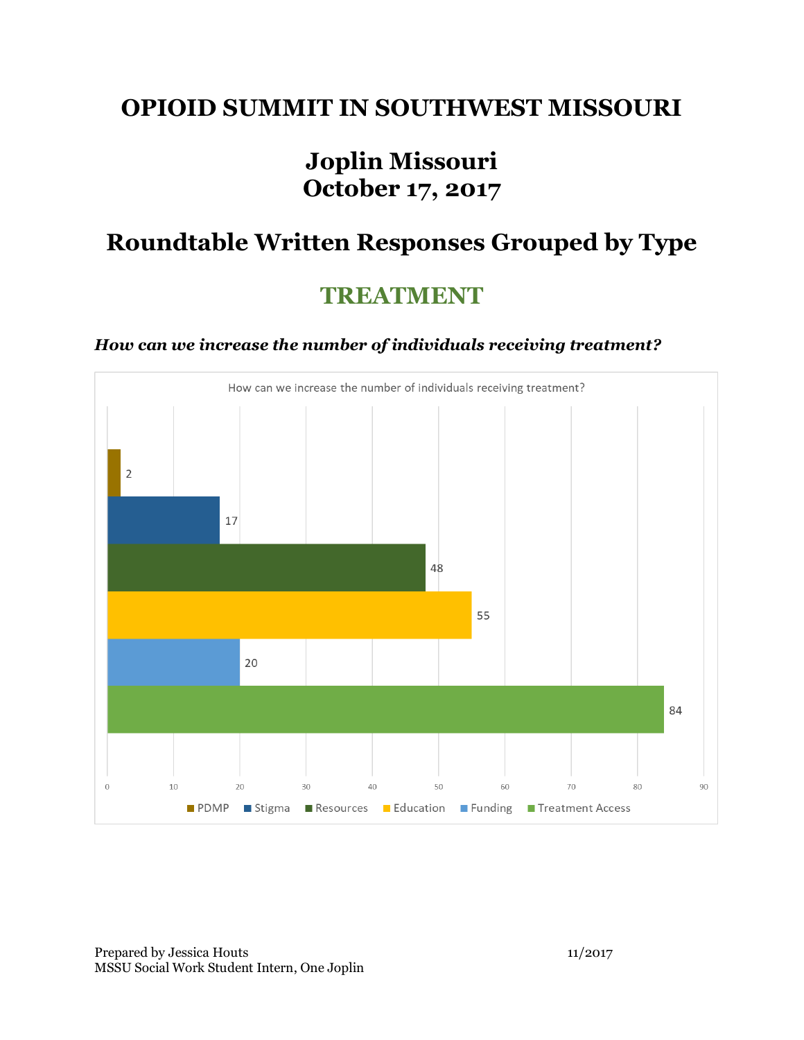# OPIOID SUMMIT IN SOUTHWEST MISSOURI

## Joplin Missouri
## October 17, 2017

## Roundtable Written Responses Grouped by Type

## TREATMENT

***How can we increase the number of individuals receiving treatment?***

How can we increase the number of individuals receiving treatment?

| Category | Responses |
|---|---|
| PDMP | 2 |
| Stigma | 17 |
| Resources | 48 |
| Education | 55 |
| Funding | 20 |
| Treatment Access | 84 |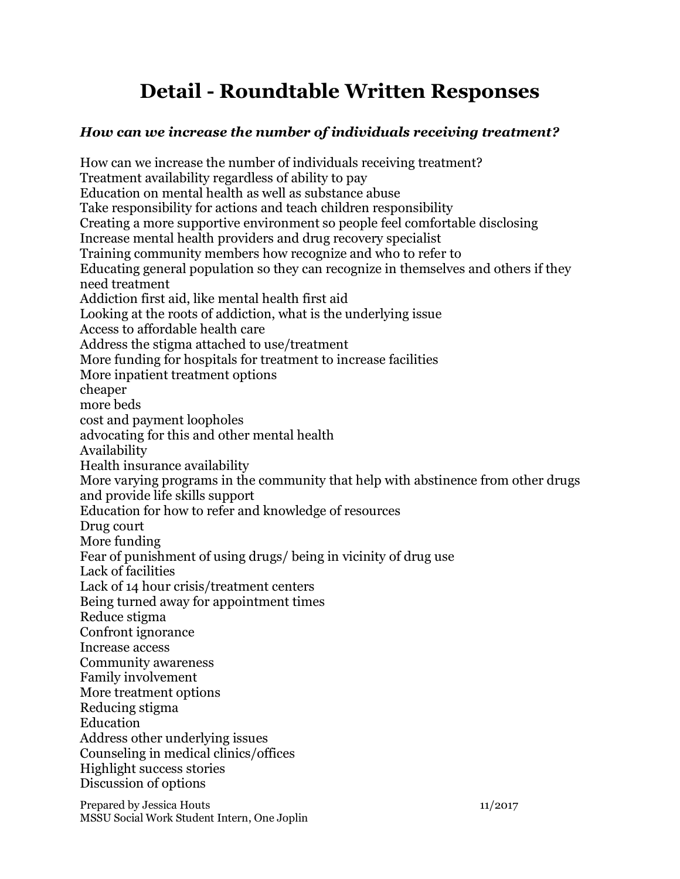# Detail - Roundtable Written Responses

### *How can we increase the number of individuals receiving treatment?*

How can we increase the number of individuals receiving treatment?
Treatment availability regardless of ability to pay
Education on mental health as well as substance abuse
Take responsibility for actions and teach children responsibility
Creating a more supportive environment so people feel comfortable disclosing
Increase mental health providers and drug recovery specialist
Training community members how recognize and who to refer to
Educating general population so they can recognize in themselves and others if they need treatment
Addiction first aid, like mental health first aid
Looking at the roots of addiction, what is the underlying issue
Access to affordable health care
Address the stigma attached to use/treatment
More funding for hospitals for treatment to increase facilities
More inpatient treatment options
cheaper
more beds
cost and payment loopholes
advocating for this and other mental health
Availability
Health insurance availability
More varying programs in the community that help with abstinence from other drugs and provide life skills support
Education for how to refer and knowledge of resources
Drug court
More funding
Fear of punishment of using drugs/ being in vicinity of drug use
Lack of facilities
Lack of 14 hour crisis/treatment centers
Being turned away for appointment times
Reduce stigma
Confront ignorance
Increase access
Community awareness
Family involvement
More treatment options
Reducing stigma
Education
Address other underlying issues
Counseling in medical clinics/offices
Highlight success stories
Discussion of options

Prepared by Jessica Houts
MSSU Social Work Student Intern, One Joplin
11/2017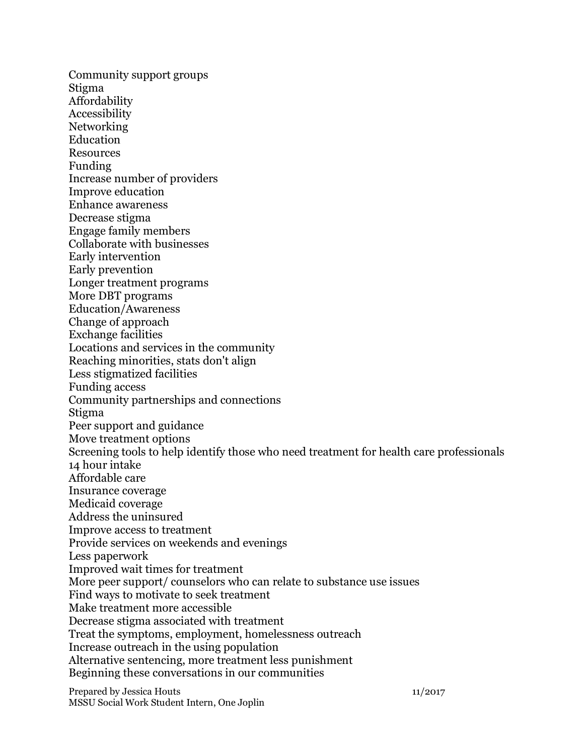Community support groups
Stigma
Affordability
Accessibility
Networking
Education
Resources
Funding
Increase number of providers
Improve education
Enhance awareness
Decrease stigma
Engage family members
Collaborate with businesses
Early intervention
Early prevention
Longer treatment programs
More DBT programs
Education/Awareness
Change of approach
Exchange facilities
Locations and services in the community
Reaching minorities, stats don't align
Less stigmatized facilities
Funding access
Community partnerships and connections
Stigma
Peer support and guidance
Move treatment options
Screening tools to help identify those who need treatment for health care professionals
14 hour intake
Affordable care
Insurance coverage
Medicaid coverage
Address the uninsured
Improve access to treatment
Provide services on weekends and evenings
Less paperwork
Improved wait times for treatment
More peer support/ counselors who can relate to substance use issues
Find ways to motivate to seek treatment
Make treatment more accessible
Decrease stigma associated with treatment
Treat the symptoms, employment, homelessness outreach
Increase outreach in the using population
Alternative sentencing, more treatment less punishment
Beginning these conversations in our communities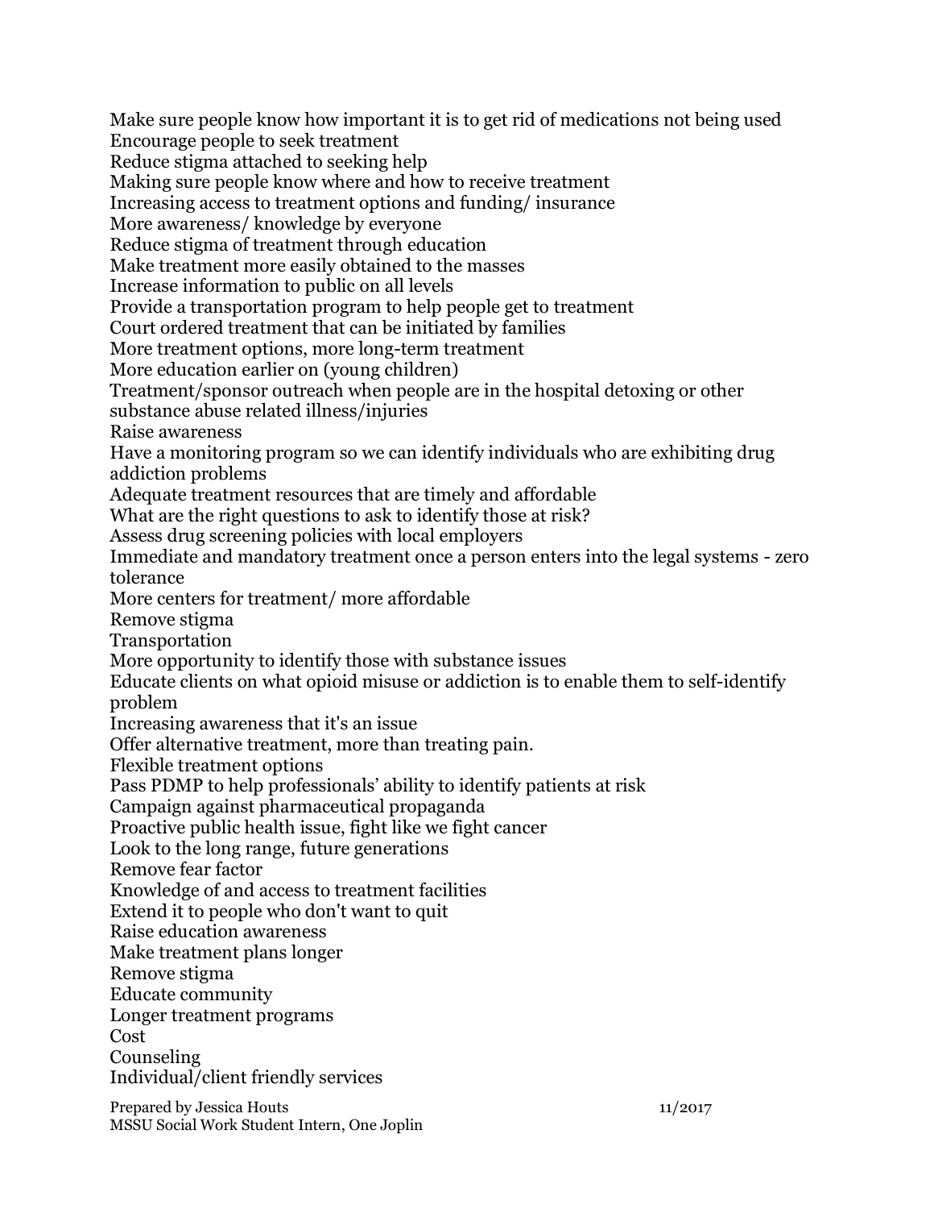Make sure people know how important it is to get rid of medications not being used
Encourage people to seek treatment
Reduce stigma attached to seeking help
Making sure people know where and how to receive treatment
Increasing access to treatment options and funding/ insurance
More awareness/ knowledge by everyone
Reduce stigma of treatment through education
Make treatment more easily obtained to the masses
Increase information to public on all levels
Provide a transportation program to help people get to treatment
Court ordered treatment that can be initiated by families
More treatment options, more long-term treatment
More education earlier on (young children)
Treatment/sponsor outreach when people are in the hospital detoxing or other substance abuse related illness/injuries
Raise awareness
Have a monitoring program so we can identify individuals who are exhibiting drug addiction problems
Adequate treatment resources that are timely and affordable
What are the right questions to ask to identify those at risk?
Assess drug screening policies with local employers
Immediate and mandatory treatment once a person enters into the legal systems - zero tolerance
More centers for treatment/ more affordable
Remove stigma
Transportation
More opportunity to identify those with substance issues
Educate clients on what opioid misuse or addiction is to enable them to self-identify problem
Increasing awareness that it's an issue
Offer alternative treatment, more than treating pain.
Flexible treatment options
Pass PDMP to help professionals' ability to identify patients at risk
Campaign against pharmaceutical propaganda
Proactive public health issue, fight like we fight cancer
Look to the long range, future generations
Remove fear factor
Knowledge of and access to treatment facilities
Extend it to people who don't want to quit
Raise education awareness
Make treatment plans longer
Remove stigma
Educate community
Longer treatment programs
Cost
Counseling
Individual/client friendly services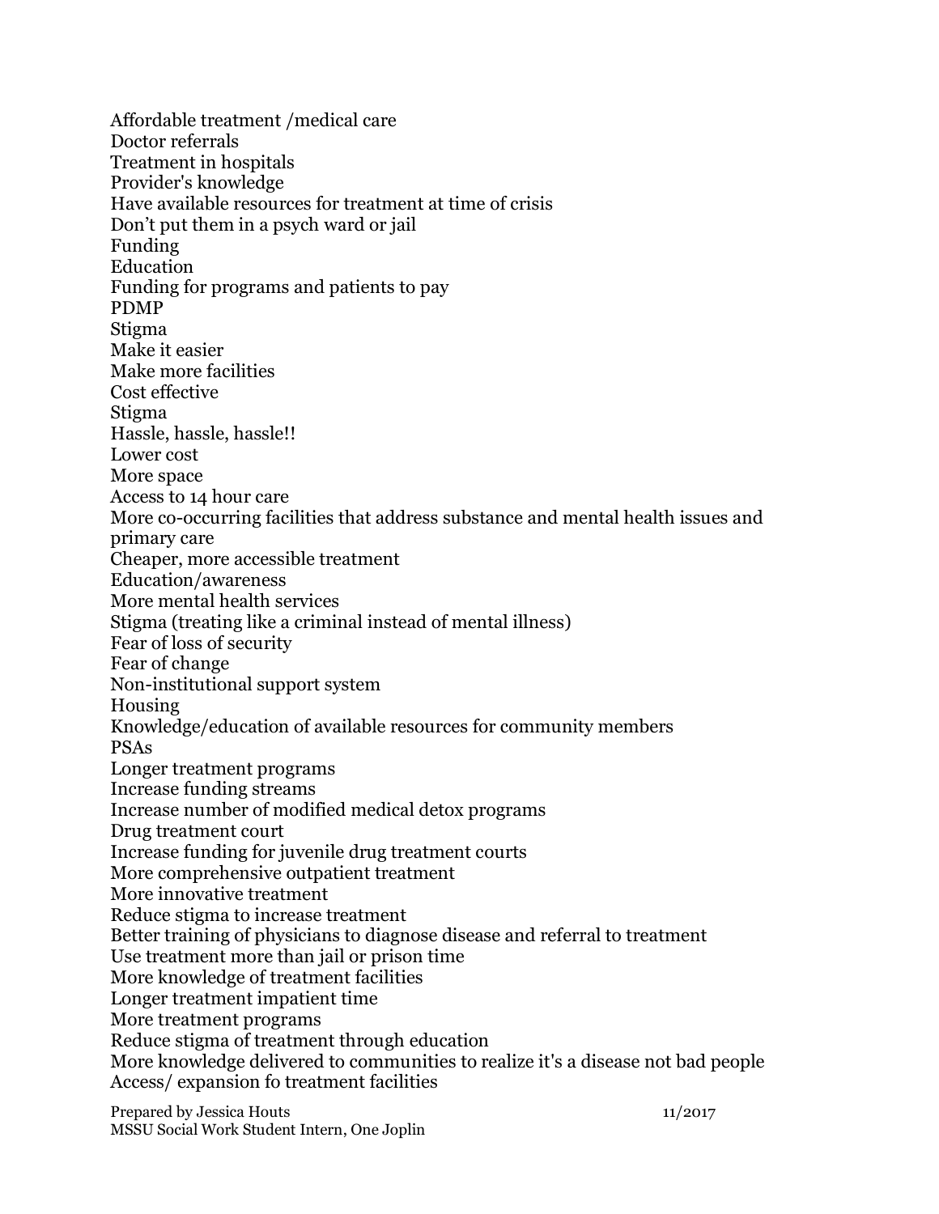Affordable treatment /medical care
Doctor referrals
Treatment in hospitals
Provider's knowledge
Have available resources for treatment at time of crisis
Don't put them in a psych ward or jail
Funding
Education
Funding for programs and patients to pay
PDMP
Stigma
Make it easier
Make more facilities
Cost effective
Stigma
Hassle, hassle, hassle!!
Lower cost
More space
Access to 14 hour care
More co-occurring facilities that address substance and mental health issues and primary care
Cheaper, more accessible treatment
Education/awareness
More mental health services
Stigma (treating like a criminal instead of mental illness)
Fear of loss of security
Fear of change
Non-institutional support system
Housing
Knowledge/education of available resources for community members
PSAs
Longer treatment programs
Increase funding streams
Increase number of modified medical detox programs
Drug treatment court
Increase funding for juvenile drug treatment courts
More comprehensive outpatient treatment
More innovative treatment
Reduce stigma to increase treatment
Better training of physicians to diagnose disease and referral to treatment
Use treatment more than jail or prison time
More knowledge of treatment facilities
Longer treatment impatient time
More treatment programs
Reduce stigma of treatment through education
More knowledge delivered to communities to realize it's a disease not bad people
Access/ expansion fo treatment facilities

Prepared by Jessica Houts 11/2017
MSSU Social Work Student Intern, One Joplin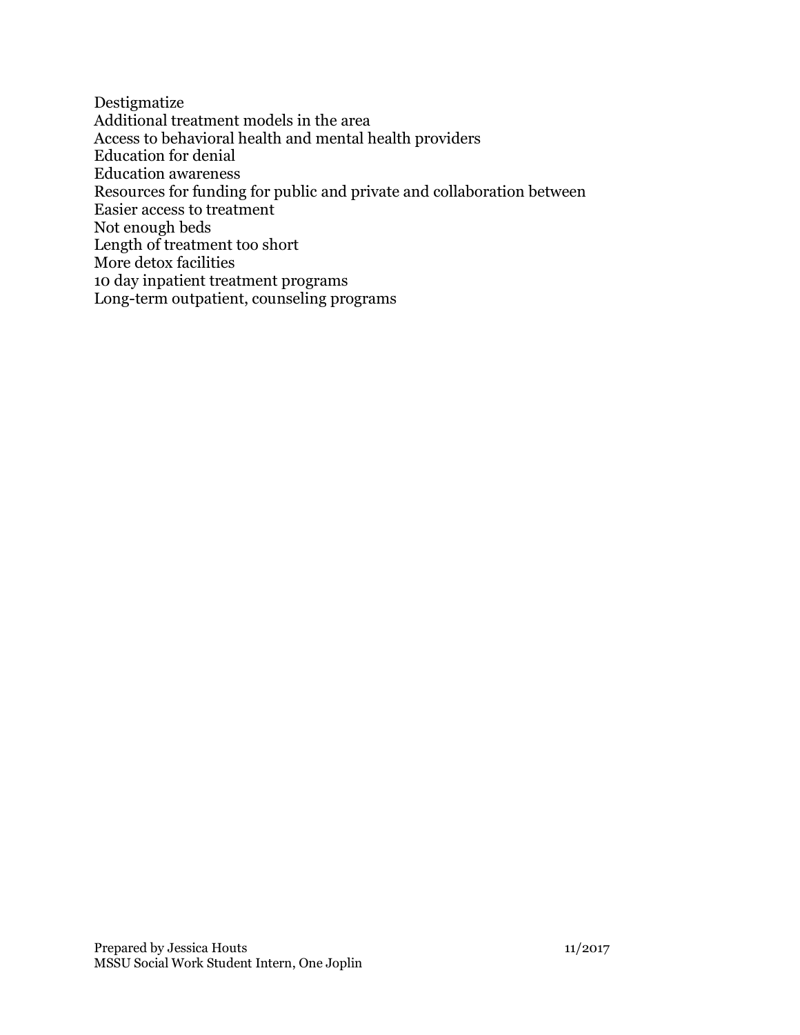Destigmatize

Additional treatment models in the area

Access to behavioral health and mental health providers

Education for denial

Education awareness

Resources for funding for public and private and collaboration between

Easier access to treatment

Not enough beds

Length of treatment too short

More detox facilities

10 day inpatient treatment programs

Long-term outpatient, counseling programs